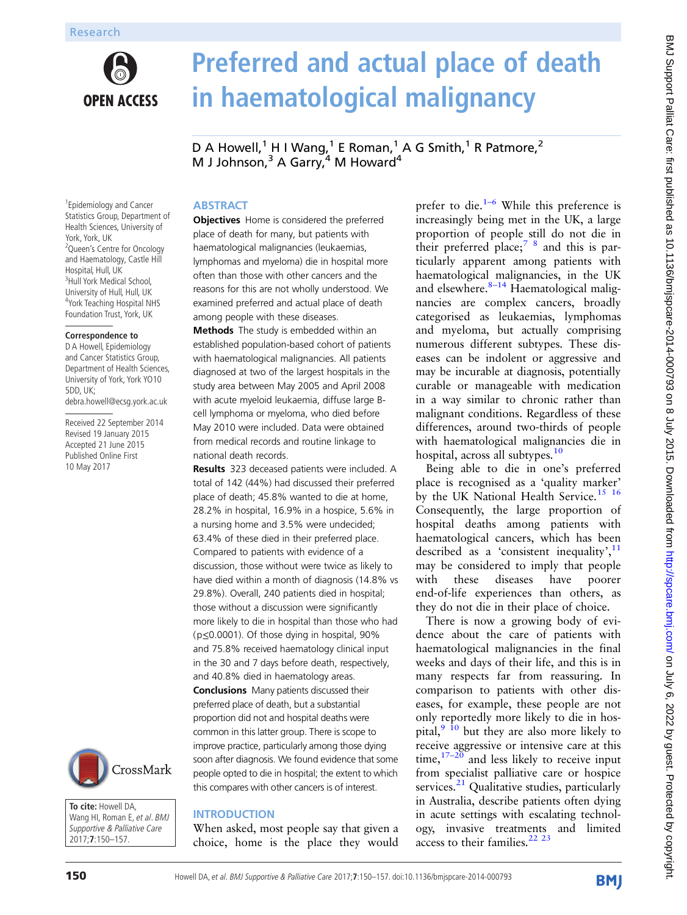Research

# Preferred and actual place of death in haematological malignancy

D A Howell,[1] H I Wang,[1] E Roman,[1] A G Smith,[1] R Patmore,[2] M J Johnson,[3] A Garry,[4] M Howard[4]

[1]Epidemiology and Cancer Statistics Group, Department of Health Sciences, University of York, York, UK
[2]Queen's Centre for Oncology and Haematology, Castle Hill Hospital, Hull, UK
[3]Hull York Medical School, University of Hull, Hull, UK
[4]York Teaching Hospital NHS Foundation Trust, York, UK

**Correspondence to**
D A Howell, Epidemiology and Cancer Statistics Group, Department of Health Sciences, University of York, York YO10 5DD, UK; debra.howell@ecsg.york.ac.uk

Received 22 September 2014
Revised 19 January 2015
Accepted 21 June 2015
Published Online First 10 May 2017

**To cite:** Howell DA, Wang HI, Roman E, et al. BMJ Supportive & Palliative Care 2017;7:150–157.

## ABSTRACT

**Objectives** Home is considered the preferred place of death for many, but patients with haematological malignancies (leukaemias, lymphomas and myeloma) die in hospital more often than those with other cancers and the reasons for this are not wholly understood. We examined preferred and actual place of death among people with these diseases.

**Methods** The study is embedded within an established population-based cohort of patients with haematological malignancies. All patients diagnosed at two of the largest hospitals in the study area between May 2005 and April 2008 with acute myeloid leukaemia, diffuse large B-cell lymphoma or myeloma, who died before May 2010 were included. Data were obtained from medical records and routine linkage to national death records.

**Results** 323 deceased patients were included. A total of 142 (44%) had discussed their preferred place of death; 45.8% wanted to die at home, 28.2% in hospital, 16.9% in a hospice, 5.6% in a nursing home and 3.5% were undecided; 63.4% of these died in their preferred place. Compared to patients with evidence of a discussion, those without were twice as likely to have died within a month of diagnosis (14.8% vs 29.8%). Overall, 240 patients died in hospital; those without a discussion were significantly more likely to die in hospital than those who had ($p \leq 0.0001$). Of those dying in hospital, 90% and 75.8% received haematology clinical input in the 30 and 7 days before death, respectively, and 40.8% died in haematology areas.

**Conclusions** Many patients discussed their preferred place of death, but a substantial proportion did not and hospital deaths were common in this latter group. There is scope to improve practice, particularly among those dying soon after diagnosis. We found evidence that some people opted to die in hospital; the extent to which this compares with other cancers is of interest.

## INTRODUCTION

When asked, most people say that given a choice, home is the place they would prefer to die.[1–6] While this preference is increasingly being met in the UK, a large proportion of people still do not die in their preferred place;[7 8] and this is particularly apparent among patients with haematological malignancies, in the UK and elsewhere.[8–14] Haematological malignancies are complex cancers, broadly categorised as leukaemias, lymphomas and myeloma, but actually comprising numerous different subtypes. These diseases can be indolent or aggressive and may be incurable at diagnosis, potentially curable or manageable with medication in a way similar to chronic rather than malignant conditions. Regardless of these differences, around two-thirds of people with haematological malignancies die in hospital, across all subtypes.[10]

Being able to die in one's preferred place is recognised as a 'quality marker' by the UK National Health Service.[15 16] Consequently, the large proportion of hospital deaths among patients with haematological cancers, which has been described as a 'consistent inequality',[11] may be considered to imply that people with these diseases have poorer end-of-life experiences than others, as they do not die in their place of choice.

There is now a growing body of evidence about the care of patients with haematological malignancies in the final weeks and days of their life, and this is in many respects far from reassuring. In comparison to patients with other diseases, for example, these people are not only reportedly more likely to die in hospital,[9 10] but they are also more likely to receive aggressive or intensive care at this time,[17–20] and less likely to receive input from specialist palliative care or hospice services.[21] Qualitative studies, particularly in Australia, describe patients often dying in acute settings with escalating technology, invasive treatments and limited access to their families.[22 23]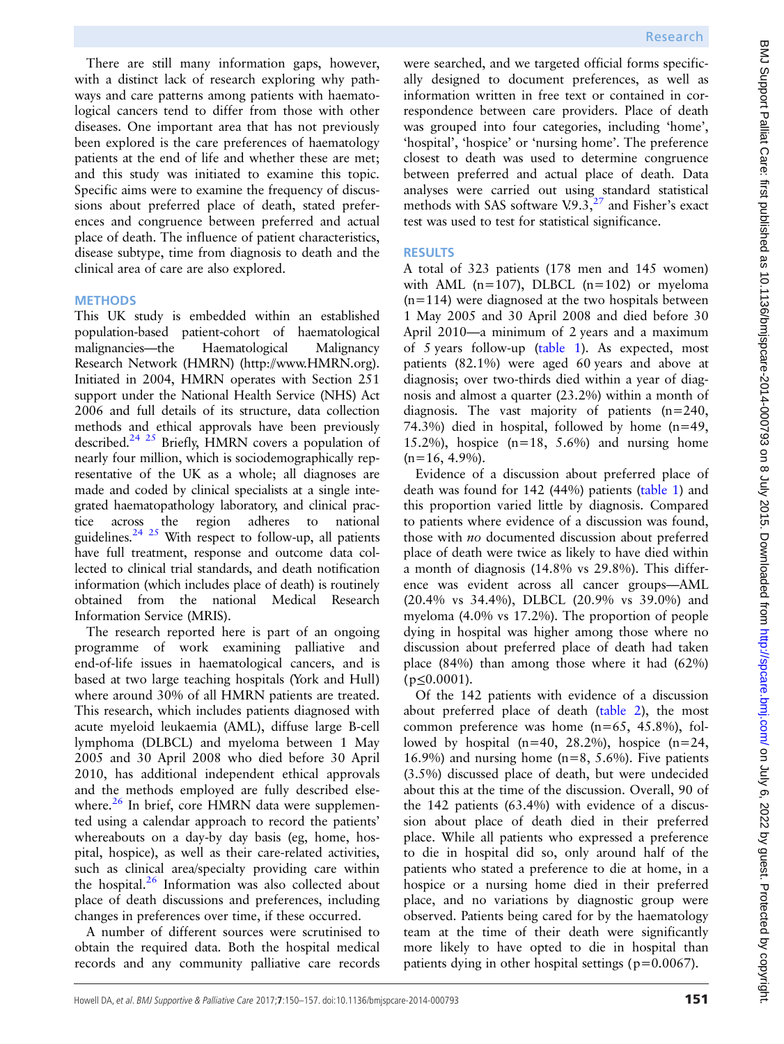There are still many information gaps, however, with a distinct lack of research exploring why pathways and care patterns among patients with haematological cancers tend to differ from those with other diseases. One important area that has not previously been explored is the care preferences of haematology patients at the end of life and whether these are met; and this study was initiated to examine this topic. Specific aims were to examine the frequency of discussions about preferred place of death, stated preferences and congruence between preferred and actual place of death. The influence of patient characteristics, disease subtype, time from diagnosis to death and the clinical area of care are also explored.

## METHODS

This UK study is embedded within an established population-based patient-cohort of haematological malignancies—the Haematological Malignancy Research Network (HMRN) (http://www.HMRN.org). Initiated in 2004, HMRN operates with Section 251 support under the National Health Service (NHS) Act 2006 and full details of its structure, data collection methods and ethical approvals have been previously described.[24 25] Briefly, HMRN covers a population of nearly four million, which is sociodemographically representative of the UK as a whole; all diagnoses are made and coded by clinical specialists at a single integrated haematopathology laboratory, and clinical practice across the region adheres to national guidelines.[24 25] With respect to follow-up, all patients have full treatment, response and outcome data collected to clinical trial standards, and death notification information (which includes place of death) is routinely obtained from the national Medical Research Information Service (MRIS).

The research reported here is part of an ongoing programme of work examining palliative and end-of-life issues in haematological cancers, and is based at two large teaching hospitals (York and Hull) where around 30% of all HMRN patients are treated. This research, which includes patients diagnosed with acute myeloid leukaemia (AML), diffuse large B-cell lymphoma (DLBCL) and myeloma between 1 May 2005 and 30 April 2008 who died before 30 April 2010, has additional independent ethical approvals and the methods employed are fully described elsewhere.[26] In brief, core HMRN data were supplemented using a calendar approach to record the patients' whereabouts on a day-by day basis (eg, home, hospital, hospice), as well as their care-related activities, such as clinical area/specialty providing care within the hospital.[26] Information was also collected about place of death discussions and preferences, including changes in preferences over time, if these occurred.

A number of different sources were scrutinised to obtain the required data. Both the hospital medical records and any community palliative care records were searched, and we targeted official forms specifically designed to document preferences, as well as information written in free text or contained in correspondence between care providers. Place of death was grouped into four categories, including 'home', 'hospital', 'hospice' or 'nursing home'. The preference closest to death was used to determine congruence between preferred and actual place of death. Data analyses were carried out using standard statistical methods with SAS software V.9.3,[27] and Fisher's exact test was used to test for statistical significance.

## RESULTS

A total of 323 patients (178 men and 145 women) with AML (n=107), DLBCL (n=102) or myeloma (n=114) were diagnosed at the two hospitals between 1 May 2005 and 30 April 2008 and died before 30 April 2010—a minimum of 2 years and a maximum of 5 years follow-up (table 1). As expected, most patients (82.1%) were aged 60 years and above at diagnosis; over two-thirds died within a year of diagnosis and almost a quarter (23.2%) within a month of diagnosis. The vast majority of patients (n=240, 74.3%) died in hospital, followed by home (n=49, 15.2%), hospice (n=18, 5.6%) and nursing home (n=16, 4.9%).

Evidence of a discussion about preferred place of death was found for 142 (44%) patients (table 1) and this proportion varied little by diagnosis. Compared to patients where evidence of a discussion was found, those with *no* documented discussion about preferred place of death were twice as likely to have died within a month of diagnosis (14.8% vs 29.8%). This difference was evident across all cancer groups—AML (20.4% vs 34.4%), DLBCL (20.9% vs 39.0%) and myeloma (4.0% vs 17.2%). The proportion of people dying in hospital was higher among those where no discussion about preferred place of death had taken place (84%) than among those where it had (62%) ($p \leq 0.0001$).

Of the 142 patients with evidence of a discussion about preferred place of death (table 2), the most common preference was home (n=65, 45.8%), followed by hospital (n=40, 28.2%), hospice (n=24, 16.9%) and nursing home (n=8, 5.6%). Five patients (3.5%) discussed place of death, but were undecided about this at the time of the discussion. Overall, 90 of the 142 patients (63.4%) with evidence of a discussion about place of death died in their preferred place. While all patients who expressed a preference to die in hospital did so, only around half of the patients who stated a preference to die at home, in a hospice or a nursing home died in their preferred place, and no variations by diagnostic group were observed. Patients being cared for by the haematology team at the time of their death were significantly more likely to have opted to die in hospital than patients dying in other hospital settings ($p=0.0067$).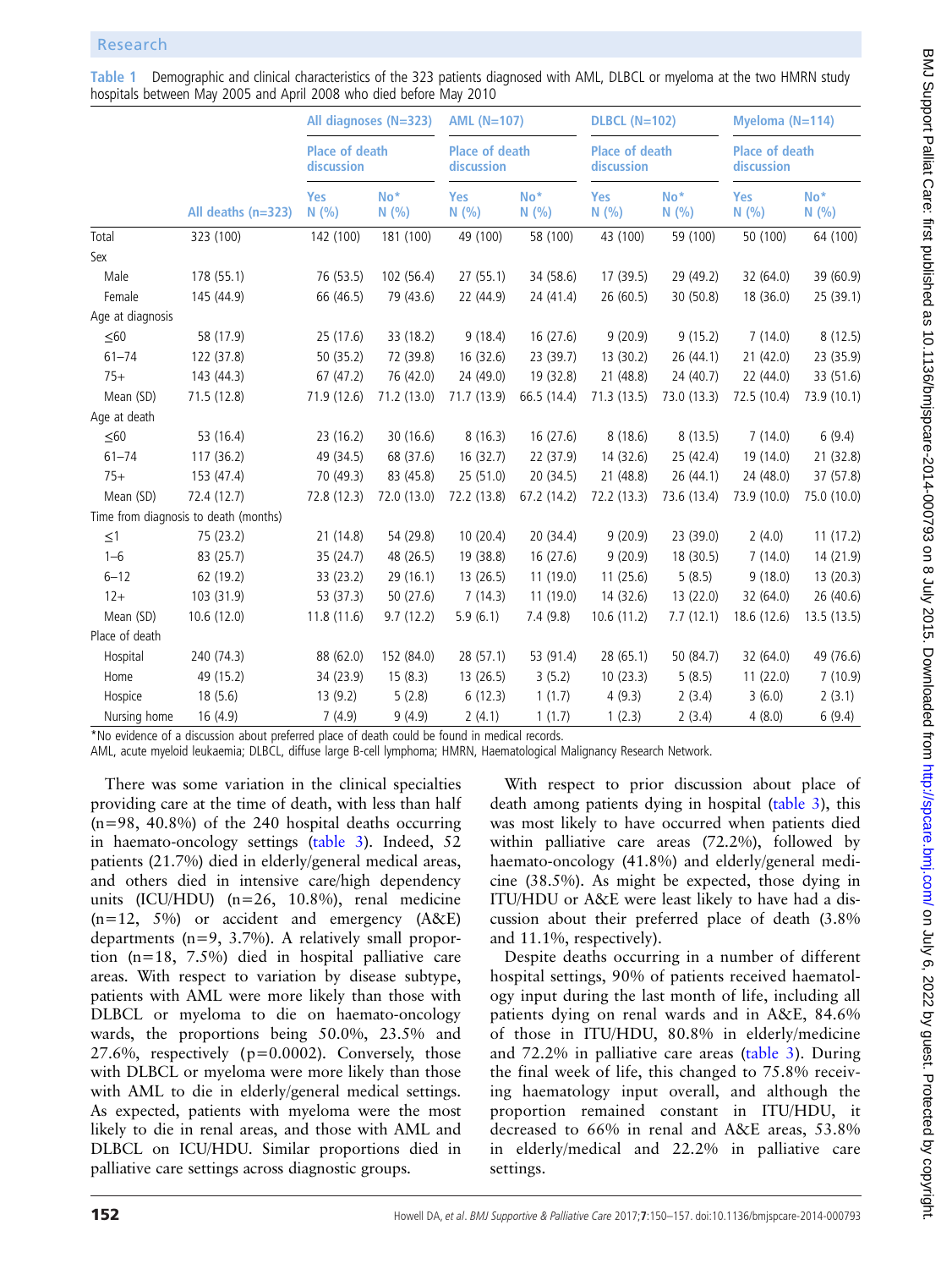Table 1 Demographic and clinical characteristics of the 323 patients diagnosed with AML, DLBCL or myeloma at the two HMRN study hospitals between May 2005 and April 2008 who died before May 2010

| | | All diagnoses (N=323) | | AML (N=107) | | DLBCL (N=102) | | Myeloma (N=114) | |
|---|---|---|---|---|---|---|---|---|---|
| | | Place of death discussion | | Place of death discussion | | Place of death discussion | | Place of death discussion | |
| | All deaths (n=323) | Yes N (%) | No* N (%) | Yes N (%) | No* N (%) | Yes N (%) | No* N (%) | Yes N (%) | No* N (%) |
| Total | 323 (100) | 142 (100) | 181 (100) | 49 (100) | 58 (100) | 43 (100) | 59 (100) | 50 (100) | 64 (100) |
| Sex | | | | | | | | | |
| Male | 178 (55.1) | 76 (53.5) | 102 (56.4) | 27 (55.1) | 34 (58.6) | 17 (39.5) | 29 (49.2) | 32 (64.0) | 39 (60.9) |
| Female | 145 (44.9) | 66 (46.5) | 79 (43.6) | 22 (44.9) | 24 (41.4) | 26 (60.5) | 30 (50.8) | 18 (36.0) | 25 (39.1) |
| Age at diagnosis | | | | | | | | | |
| ≤60 | 58 (17.9) | 25 (17.6) | 33 (18.2) | 9 (18.4) | 16 (27.6) | 9 (20.9) | 9 (15.2) | 7 (14.0) | 8 (12.5) |
| 61–74 | 122 (37.8) | 50 (35.2) | 72 (39.8) | 16 (32.6) | 23 (39.7) | 13 (30.2) | 26 (44.1) | 21 (42.0) | 23 (35.9) |
| 75+ | 143 (44.3) | 67 (47.2) | 76 (42.0) | 24 (49.0) | 19 (32.8) | 21 (48.8) | 24 (40.7) | 22 (44.0) | 33 (51.6) |
| Mean (SD) | 71.5 (12.8) | 71.9 (12.6) | 71.2 (13.0) | 71.7 (13.9) | 66.5 (14.4) | 71.3 (13.5) | 73.0 (13.3) | 72.5 (10.4) | 73.9 (10.1) |
| Age at death | | | | | | | | | |
| ≤60 | 53 (16.4) | 23 (16.2) | 30 (16.6) | 8 (16.3) | 16 (27.6) | 8 (18.6) | 8 (13.5) | 7 (14.0) | 6 (9.4) |
| 61–74 | 117 (36.2) | 49 (34.5) | 68 (37.6) | 16 (32.7) | 22 (37.9) | 14 (32.6) | 25 (42.4) | 19 (14.0) | 21 (32.8) |
| 75+ | 153 (47.4) | 70 (49.3) | 83 (45.8) | 25 (51.0) | 20 (34.5) | 21 (48.8) | 26 (44.1) | 24 (48.0) | 37 (57.8) |
| Mean (SD) | 72.4 (12.7) | 72.8 (12.3) | 72.0 (13.0) | 72.2 (13.8) | 67.2 (14.2) | 72.2 (13.3) | 73.6 (13.4) | 73.9 (10.0) | 75.0 (10.0) |
| Time from diagnosis to death (months) | | | | | | | | | |
| ≤1 | 75 (23.2) | 21 (14.8) | 54 (29.8) | 10 (20.4) | 20 (34.4) | 9 (20.9) | 23 (39.0) | 2 (4.0) | 11 (17.2) |
| 1–6 | 83 (25.7) | 35 (24.7) | 48 (26.5) | 19 (38.8) | 16 (27.6) | 9 (20.9) | 18 (30.5) | 7 (14.0) | 14 (21.9) |
| 6–12 | 62 (19.2) | 33 (23.2) | 29 (16.1) | 13 (26.5) | 11 (19.0) | 11 (25.6) | 5 (8.5) | 9 (18.0) | 13 (20.3) |
| 12+ | 103 (31.9) | 53 (37.3) | 50 (27.6) | 7 (14.3) | 11 (19.0) | 14 (32.6) | 13 (22.0) | 32 (64.0) | 26 (40.6) |
| Mean (SD) | 10.6 (12.0) | 11.8 (11.6) | 9.7 (12.2) | 5.9 (6.1) | 7.4 (9.8) | 10.6 (11.2) | 7.7 (12.1) | 18.6 (12.6) | 13.5 (13.5) |
| Place of death | | | | | | | | | |
| Hospital | 240 (74.3) | 88 (62.0) | 152 (84.0) | 28 (57.1) | 53 (91.4) | 28 (65.1) | 50 (84.7) | 32 (64.0) | 49 (76.6) |
| Home | 49 (15.2) | 34 (23.9) | 15 (8.3) | 13 (26.5) | 3 (5.2) | 10 (23.3) | 5 (8.5) | 11 (22.0) | 7 (10.9) |
| Hospice | 18 (5.6) | 13 (9.2) | 5 (2.8) | 6 (12.3) | 1 (1.7) | 4 (9.3) | 2 (3.4) | 3 (6.0) | 2 (3.1) |
| Nursing home | 16 (4.9) | 7 (4.9) | 9 (4.9) | 2 (4.1) | 1 (1.7) | 1 (2.3) | 2 (3.4) | 4 (8.0) | 6 (9.4) |

*No evidence of a discussion about preferred place of death could be found in medical records.
AML, acute myeloid leukaemia; DLBCL, diffuse large B-cell lymphoma; HMRN, Haematological Malignancy Research Network.

There was some variation in the clinical specialties providing care at the time of death, with less than half (n=98, 40.8%) of the 240 hospital deaths occurring in haemato-oncology settings (table 3). Indeed, 52 patients (21.7%) died in elderly/general medical areas, and others died in intensive care/high dependency units (ICU/HDU) (n=26, 10.8%), renal medicine (n=12, 5%) or accident and emergency (A&E) departments (n=9, 3.7%). A relatively small proportion (n=18, 7.5%) died in hospital palliative care areas. With respect to variation by disease subtype, patients with AML were more likely than those with DLBCL or myeloma to die on haemato-oncology wards, the proportions being 50.0%, 23.5% and 27.6%, respectively (p=0.0002). Conversely, those with DLBCL or myeloma were more likely than those with AML to die in elderly/general medical settings. As expected, patients with myeloma were the most likely to die in renal areas, and those with AML and DLBCL on ICU/HDU. Similar proportions died in palliative care settings across diagnostic groups.

With respect to prior discussion about place of death among patients dying in hospital (table 3), this was most likely to have occurred when patients died within palliative care areas (72.2%), followed by haemato-oncology (41.8%) and elderly/general medicine (38.5%). As might be expected, those dying in ITU/HDU or A&E were least likely to have had a discussion about their preferred place of death (3.8% and 11.1%, respectively).

Despite deaths occurring in a number of different hospital settings, 90% of patients received haematology input during the last month of life, including all patients dying on renal wards and in A&E, 84.6% of those in ITU/HDU, 80.8% in elderly/medicine and 72.2% in palliative care areas (table 3). During the final week of life, this changed to 75.8% receiving haematology input overall, and although the proportion remained constant in ITU/HDU, it decreased to 66% in renal and A&E areas, 53.8% in elderly/medical and 22.2% in palliative care settings.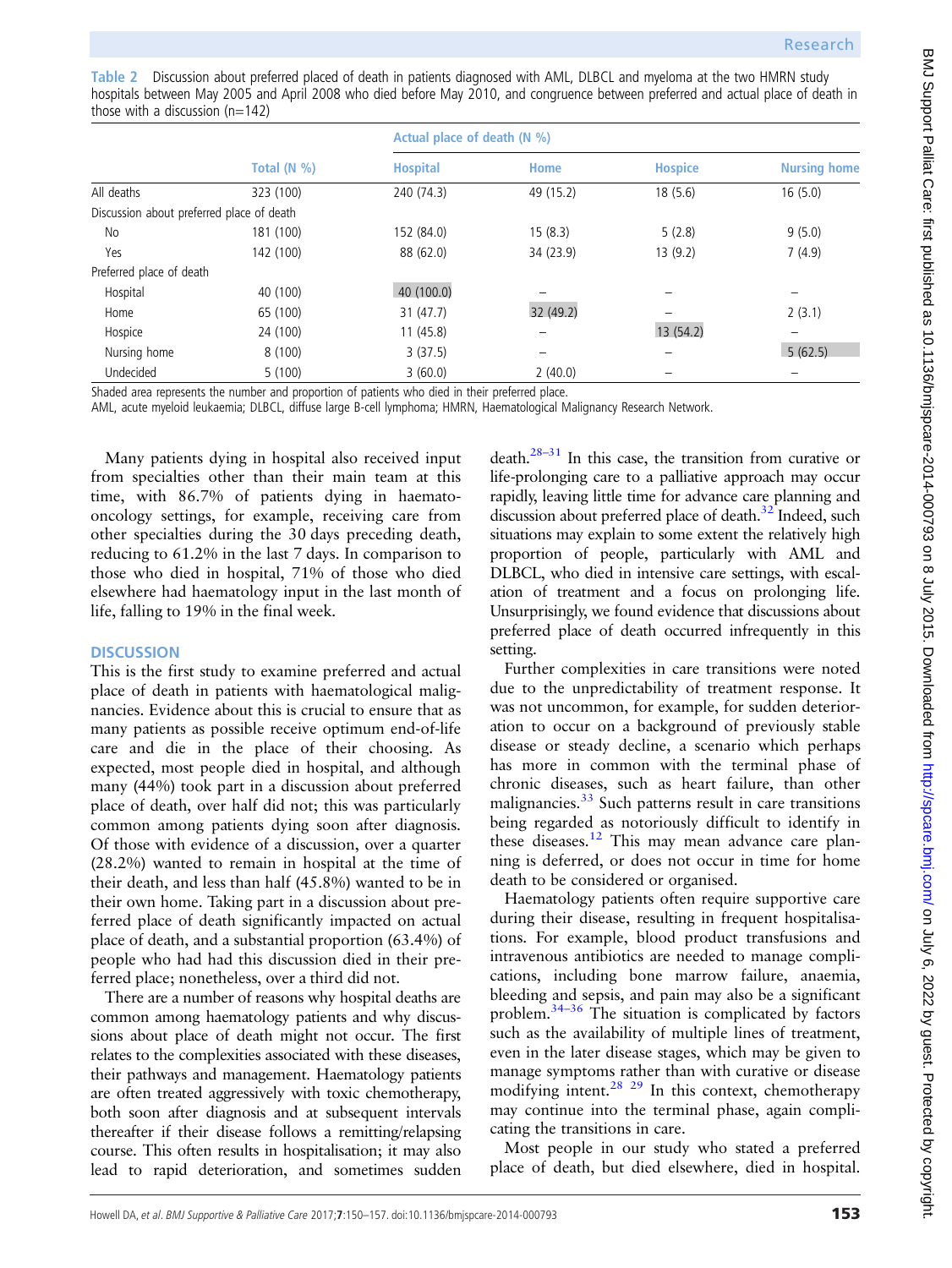**Table 2** Discussion about preferred placed of death in patients diagnosed with AML, DLBCL and myeloma at the two HMRN study hospitals between May 2005 and April 2008 who died before May 2010, and congruence between preferred and actual place of death in those with a discussion (n=142)

| | Total (N %) | Actual place of death (N %) | | | |
|---|---|---|---|---|---|
| | | Hospital | Home | Hospice | Nursing home |
| All deaths | 323 (100) | 240 (74.3) | 49 (15.2) | 18 (5.6) | 16 (5.0) |
| Discussion about preferred place of death | | | | | |
| No | 181 (100) | 152 (84.0) | 15 (8.3) | 5 (2.8) | 9 (5.0) |
| Yes | 142 (100) | 88 (62.0) | 34 (23.9) | 13 (9.2) | 7 (4.9) |
| Preferred place of death | | | | | |
| Hospital | 40 (100) | 40 (100.0) | – | – | – |
| Home | 65 (100) | 31 (47.7) | 32 (49.2) | – | 2 (3.1) |
| Hospice | 24 (100) | 11 (45.8) | – | 13 (54.2) | – |
| Nursing home | 8 (100) | 3 (37.5) | – | – | 5 (62.5) |
| Undecided | 5 (100) | 3 (60.0) | 2 (40.0) | – | – |

Shaded area represents the number and proportion of patients who died in their preferred place.
AML, acute myeloid leukaemia; DLBCL, diffuse large B-cell lymphoma; HMRN, Haematological Malignancy Research Network.

Many patients dying in hospital also received input from specialties other than their main team at this time, with 86.7% of patients dying in haemato-oncology settings, for example, receiving care from other specialties during the 30 days preceding death, reducing to 61.2% in the last 7 days. In comparison to those who died in hospital, 71% of those who died elsewhere had haematology input in the last month of life, falling to 19% in the final week.

## DISCUSSION

This is the first study to examine preferred and actual place of death in patients with haematological malignancies. Evidence about this is crucial to ensure that as many patients as possible receive optimum end-of-life care and die in the place of their choosing. As expected, most people died in hospital, and although many (44%) took part in a discussion about preferred place of death, over half did not; this was particularly common among patients dying soon after diagnosis. Of those with evidence of a discussion, over a quarter (28.2%) wanted to remain in hospital at the time of their death, and less than half (45.8%) wanted to be in their own home. Taking part in a discussion about preferred place of death significantly impacted on actual place of death, and a substantial proportion (63.4%) of people who had had this discussion died in their preferred place; nonetheless, over a third did not.

There are a number of reasons why hospital deaths are common among haematology patients and why discussions about place of death might not occur. The first relates to the complexities associated with these diseases, their pathways and management. Haematology patients are often treated aggressively with toxic chemotherapy, both soon after diagnosis and at subsequent intervals thereafter if their disease follows a remitting/relapsing course. This often results in hospitalisation; it may also lead to rapid deterioration, and sometimes sudden death.[28–31] In this case, the transition from curative or life-prolonging care to a palliative approach may occur rapidly, leaving little time for advance care planning and discussion about preferred place of death.[32] Indeed, such situations may explain to some extent the relatively high proportion of people, particularly with AML and DLBCL, who died in intensive care settings, with escalation of treatment and a focus on prolonging life. Unsurprisingly, we found evidence that discussions about preferred place of death occurred infrequently in this setting.

Further complexities in care transitions were noted due to the unpredictability of treatment response. It was not uncommon, for example, for sudden deterioration to occur on a background of previously stable disease or steady decline, a scenario which perhaps has more in common with the terminal phase of chronic diseases, such as heart failure, than other malignancies.[33] Such patterns result in care transitions being regarded as notoriously difficult to identify in these diseases.[12] This may mean advance care planning is deferred, or does not occur in time for home death to be considered or organised.

Haematology patients often require supportive care during their disease, resulting in frequent hospitalisations. For example, blood product transfusions and intravenous antibiotics are needed to manage complications, including bone marrow failure, anaemia, bleeding and sepsis, and pain may also be a significant problem.[34–36] The situation is complicated by factors such as the availability of multiple lines of treatment, even in the later disease stages, which may be given to manage symptoms rather than with curative or disease modifying intent.[28 29] In this context, chemotherapy may continue into the terminal phase, again complicating the transitions in care.

Most people in our study who stated a preferred place of death, but died elsewhere, died in hospital.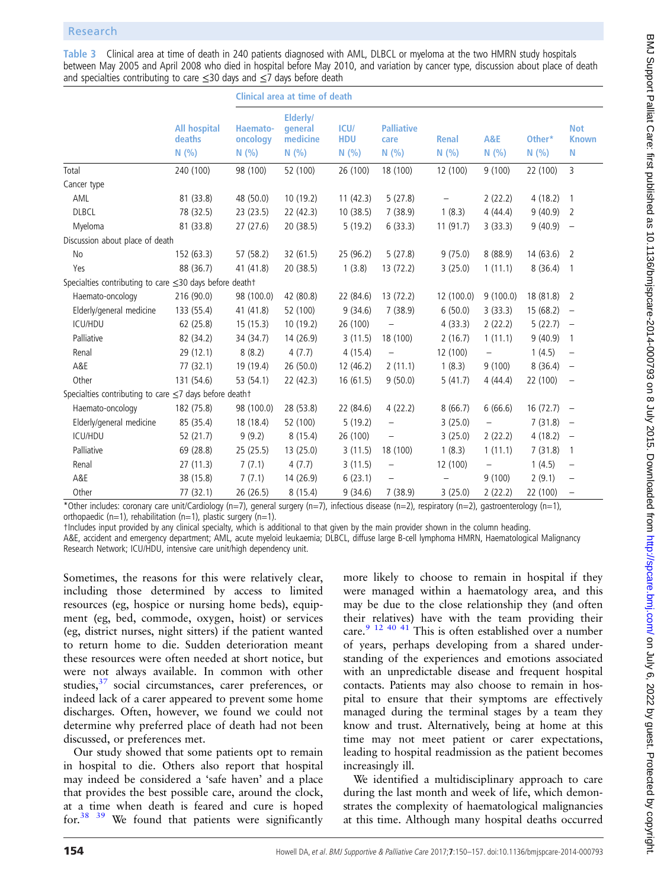**Table 3** Clinical area at time of death in 240 patients diagnosed with AML, DLBCL or myeloma at the two HMRN study hospitals between May 2005 and April 2008 who died in hospital before May 2010, and variation by cancer type, discussion about place of death and specialties contributing to care ≤30 days and ≤7 days before death

| | | Clinical area at time of death | | | | | | | |
|---|---|---|---|---|---|---|---|---|---|
| | All hospital deaths N (%) | Haemato-oncology N (%) | Elderly/general medicine N (%) | ICU/HDU N (%) | Palliative care N (%) | Renal N (%) | A&E N (%) | Other* N (%) | Not Known N |
| Total | 240 (100) | 98 (100) | 52 (100) | 26 (100) | 18 (100) | 12 (100) | 9 (100) | 22 (100) | 3 |
| Cancer type | | | | | | | | | |
| AML | 81 (33.8) | 48 (50.0) | 10 (19.2) | 11 (42.3) | 5 (27.8) | – | 2 (22.2) | 4 (18.2) | 1 |
| DLBCL | 78 (32.5) | 23 (23.5) | 22 (42.3) | 10 (38.5) | 7 (38.9) | 1 (8.3) | 4 (44.4) | 9 (40.9) | 2 |
| Myeloma | 81 (33.8) | 27 (27.6) | 20 (38.5) | 5 (19.2) | 6 (33.3) | 11 (91.7) | 3 (33.3) | 9 (40.9) | – |
| Discussion about place of death | | | | | | | | | |
| No | 152 (63.3) | 57 (58.2) | 32 (61.5) | 25 (96.2) | 5 (27.8) | 9 (75.0) | 8 (88.9) | 14 (63.6) | 2 |
| Yes | 88 (36.7) | 41 (41.8) | 20 (38.5) | 1 (3.8) | 13 (72.2) | 3 (25.0) | 1 (11.1) | 8 (36.4) | 1 |
| Specialties contributing to care ≤30 days before death† | | | | | | | | | |
| Haemato-oncology | 216 (90.0) | 98 (100.0) | 42 (80.8) | 22 (84.6) | 13 (72.2) | 12 (100.0) | 9 (100.0) | 18 (81.8) | 2 |
| Elderly/general medicine | 133 (55.4) | 41 (41.8) | 52 (100) | 9 (34.6) | 7 (38.9) | 6 (50.0) | 3 (33.3) | 15 (68.2) | – |
| ICU/HDU | 62 (25.8) | 15 (15.3) | 10 (19.2) | 26 (100) | – | 4 (33.3) | 2 (22.2) | 5 (22.7) | – |
| Palliative | 82 (34.2) | 34 (34.7) | 14 (26.9) | 3 (11.5) | 18 (100) | 2 (16.7) | 1 (11.1) | 9 (40.9) | 1 |
| Renal | 29 (12.1) | 8 (8.2) | 4 (7.7) | 4 (15.4) | – | 12 (100) | – | 1 (4.5) | – |
| A&E | 77 (32.1) | 19 (19.4) | 26 (50.0) | 12 (46.2) | 2 (11.1) | 1 (8.3) | 9 (100) | 8 (36.4) | – |
| Other | 131 (54.6) | 53 (54.1) | 22 (42.3) | 16 (61.5) | 9 (50.0) | 5 (41.7) | 4 (44.4) | 22 (100) | – |
| Specialties contributing to care ≤7 days before death† | | | | | | | | | |
| Haemato-oncology | 182 (75.8) | 98 (100.0) | 28 (53.8) | 22 (84.6) | 4 (22.2) | 8 (66.7) | 6 (66.6) | 16 (72.7) | – |
| Elderly/general medicine | 85 (35.4) | 18 (18.4) | 52 (100) | 5 (19.2) | – | 3 (25.0) | – | 7 (31.8) | – |
| ICU/HDU | 52 (21.7) | 9 (9.2) | 8 (15.4) | 26 (100) | – | 3 (25.0) | 2 (22.2) | 4 (18.2) | – |
| Palliative | 69 (28.8) | 25 (25.5) | 13 (25.0) | 3 (11.5) | 18 (100) | 1 (8.3) | 1 (11.1) | 7 (31.8) | 1 |
| Renal | 27 (11.3) | 7 (7.1) | 4 (7.7) | 3 (11.5) | – | 12 (100) | – | 1 (4.5) | – |
| A&E | 38 (15.8) | 7 (7.1) | 14 (26.9) | 6 (23.1) | – | – | 9 (100) | 2 (9.1) | – |
| Other | 77 (32.1) | 26 (26.5) | 8 (15.4) | 9 (34.6) | 7 (38.9) | 3 (25.0) | 2 (22.2) | 22 (100) | – |

*Other includes: coronary care unit/Cardiology (n=7), general surgery (n=7), infectious disease (n=2), respiratory (n=2), gastroenterology (n=1), orthopaedic (n=1), rehabilitation (n=1), plastic surgery (n=1).

†Includes input provided by any clinical specialty, which is additional to that given by the main provider shown in the column heading.

A&E, accident and emergency department; AML, acute myeloid leukaemia; DLBCL, diffuse large B-cell lymphoma HMRN, Haematological Malignancy Research Network; ICU/HDU, intensive care unit/high dependency unit.

Sometimes, the reasons for this were relatively clear, including those determined by access to limited resources (eg, hospice or nursing home beds), equipment (eg, bed, commode, oxygen, hoist) or services (eg, district nurses, night sitters) if the patient wanted to return home to die. Sudden deterioration meant these resources were often needed at short notice, but were not always available. In common with other studies,[37] social circumstances, carer preferences, or indeed lack of a carer appeared to prevent some home discharges. Often, however, we found we could not determine why preferred place of death had not been discussed, or preferences met.

Our study showed that some patients opt to remain in hospital to die. Others also report that hospital may indeed be considered a 'safe haven' and a place that provides the best possible care, around the clock, at a time when death is feared and cure is hoped for.[38 39] We found that patients were significantly more likely to choose to remain in hospital if they were managed within a haematology area, and this may be due to the close relationship they (and often their relatives) have with the team providing their care.[9 12 40 41] This is often established over a number of years, perhaps developing from a shared understanding of the experiences and emotions associated with an unpredictable disease and frequent hospital contacts. Patients may also choose to remain in hospital to ensure that their symptoms are effectively managed during the terminal stages by a team they know and trust. Alternatively, being at home at this time may not meet patient or carer expectations, leading to hospital readmission as the patient becomes increasingly ill.

We identified a multidisciplinary approach to care during the last month and week of life, which demonstrates the complexity of haematological malignancies at this time. Although many hospital deaths occurred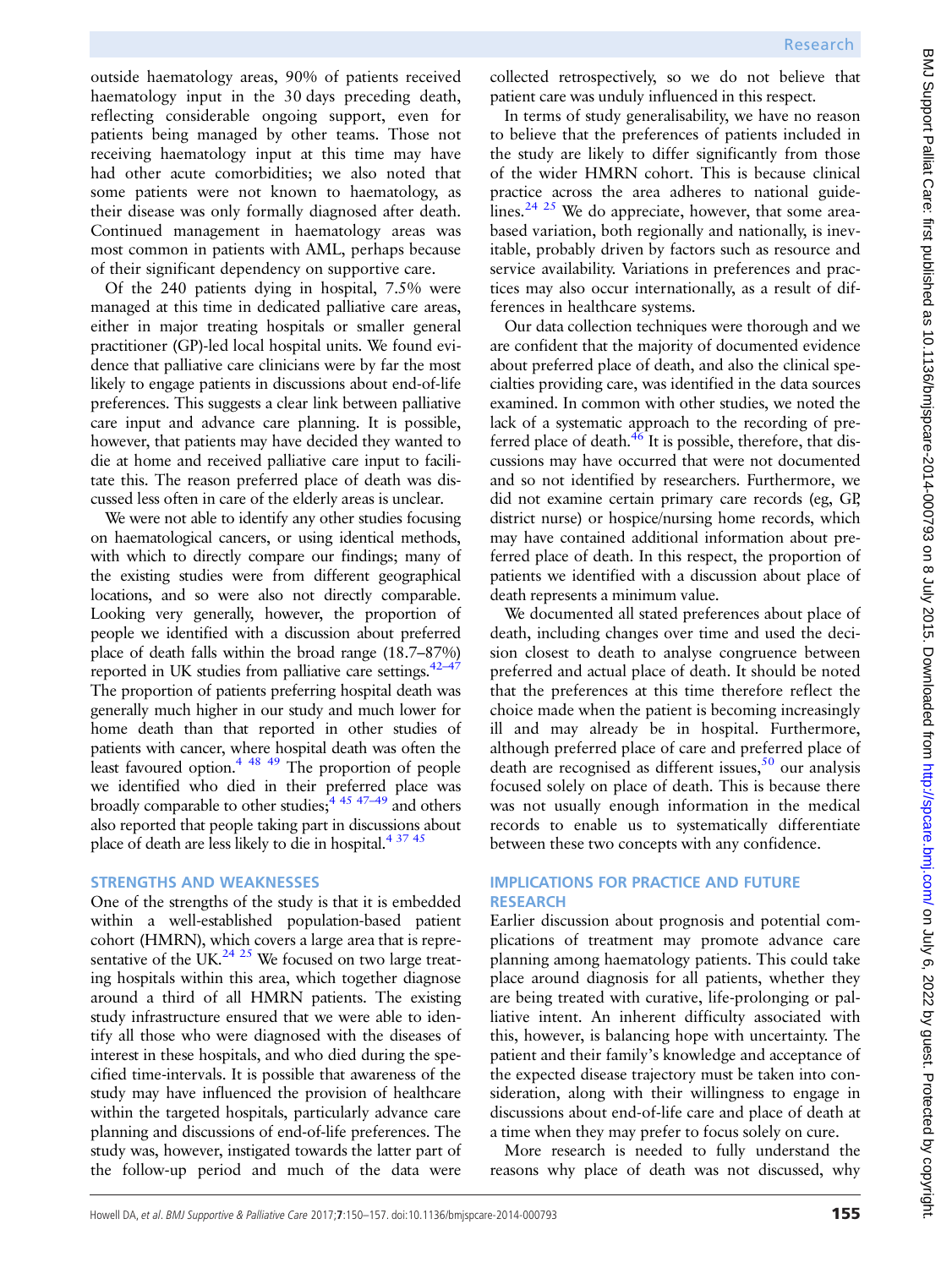outside haematology areas, 90% of patients received haematology input in the 30 days preceding death, reflecting considerable ongoing support, even for patients being managed by other teams. Those not receiving haematology input at this time may have had other acute comorbidities; we also noted that some patients were not known to haematology, as their disease was only formally diagnosed after death. Continued management in haematology areas was most common in patients with AML, perhaps because of their significant dependency on supportive care.

Of the 240 patients dying in hospital, 7.5% were managed at this time in dedicated palliative care areas, either in major treating hospitals or smaller general practitioner (GP)-led local hospital units. We found evidence that palliative care clinicians were by far the most likely to engage patients in discussions about end-of-life preferences. This suggests a clear link between palliative care input and advance care planning. It is possible, however, that patients may have decided they wanted to die at home and received palliative care input to facilitate this. The reason preferred place of death was discussed less often in care of the elderly areas is unclear.

We were not able to identify any other studies focusing on haematological cancers, or using identical methods, with which to directly compare our findings; many of the existing studies were from different geographical locations, and so were also not directly comparable. Looking very generally, however, the proportion of people we identified with a discussion about preferred place of death falls within the broad range (18.7–87%) reported in UK studies from palliative care settings.[42–47] The proportion of patients preferring hospital death was generally much higher in our study and much lower for home death than that reported in other studies of patients with cancer, where hospital death was often the least favoured option.[4 48 49] The proportion of people we identified who died in their preferred place was broadly comparable to other studies;[4 45 47–49] and others also reported that people taking part in discussions about place of death are less likely to die in hospital.[4 37 45]

## STRENGTHS AND WEAKNESSES

One of the strengths of the study is that it is embedded within a well-established population-based patient cohort (HMRN), which covers a large area that is representative of the UK.[24 25] We focused on two large treating hospitals within this area, which together diagnose around a third of all HMRN patients. The existing study infrastructure ensured that we were able to identify all those who were diagnosed with the diseases of interest in these hospitals, and who died during the specified time-intervals. It is possible that awareness of the study may have influenced the provision of healthcare within the targeted hospitals, particularly advance care planning and discussions of end-of-life preferences. The study was, however, instigated towards the latter part of the follow-up period and much of the data were collected retrospectively, so we do not believe that patient care was unduly influenced in this respect.

In terms of study generalisability, we have no reason to believe that the preferences of patients included in the study are likely to differ significantly from those of the wider HMRN cohort. This is because clinical practice across the area adheres to national guidelines.[24 25] We do appreciate, however, that some area-based variation, both regionally and nationally, is inevitable, probably driven by factors such as resource and service availability. Variations in preferences and practices may also occur internationally, as a result of differences in healthcare systems.

Our data collection techniques were thorough and we are confident that the majority of documented evidence about preferred place of death, and also the clinical specialties providing care, was identified in the data sources examined. In common with other studies, we noted the lack of a systematic approach to the recording of preferred place of death.[46] It is possible, therefore, that discussions may have occurred that were not documented and so not identified by researchers. Furthermore, we did not examine certain primary care records (eg, GP, district nurse) or hospice/nursing home records, which may have contained additional information about preferred place of death. In this respect, the proportion of patients we identified with a discussion about place of death represents a minimum value.

We documented all stated preferences about place of death, including changes over time and used the decision closest to death to analyse congruence between preferred and actual place of death. It should be noted that the preferences at this time therefore reflect the choice made when the patient is becoming increasingly ill and may already be in hospital. Furthermore, although preferred place of care and preferred place of death are recognised as different issues,[50] our analysis focused solely on place of death. This is because there was not usually enough information in the medical records to enable us to systematically differentiate between these two concepts with any confidence.

## IMPLICATIONS FOR PRACTICE AND FUTURE RESEARCH

Earlier discussion about prognosis and potential complications of treatment may promote advance care planning among haematology patients. This could take place around diagnosis for all patients, whether they are being treated with curative, life-prolonging or palliative intent. An inherent difficulty associated with this, however, is balancing hope with uncertainty. The patient and their family's knowledge and acceptance of the expected disease trajectory must be taken into consideration, along with their willingness to engage in discussions about end-of-life care and place of death at a time when they may prefer to focus solely on cure.

More research is needed to fully understand the reasons why place of death was not discussed, why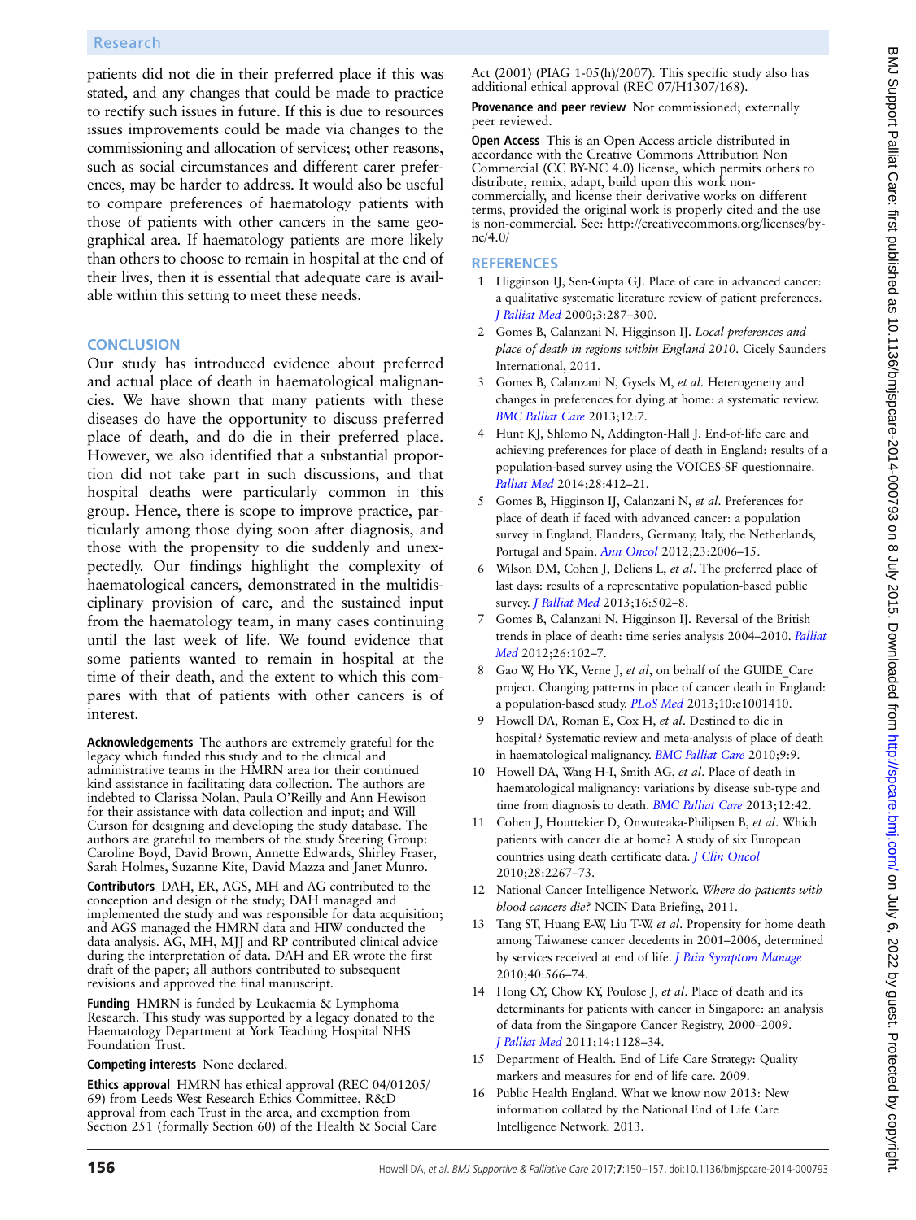patients did not die in their preferred place if this was stated, and any changes that could be made to practice to rectify such issues in future. If this is due to resources issues improvements could be made via changes to the commissioning and allocation of services; other reasons, such as social circumstances and different carer preferences, may be harder to address. It would also be useful to compare preferences of haematology patients with those of patients with other cancers in the same geographical area. If haematology patients are more likely than others to choose to remain in hospital at the end of their lives, then it is essential that adequate care is available within this setting to meet these needs.

## CONCLUSION

Our study has introduced evidence about preferred and actual place of death in haematological malignancies. We have shown that many patients with these diseases do have the opportunity to discuss preferred place of death, and do die in their preferred place. However, we also identified that a substantial proportion did not take part in such discussions, and that hospital deaths were particularly common in this group. Hence, there is scope to improve practice, particularly among those dying soon after diagnosis, and those with the propensity to die suddenly and unexpectedly. Our findings highlight the complexity of haematological cancers, demonstrated in the multidisciplinary provision of care, and the sustained input from the haematology team, in many cases continuing until the last week of life. We found evidence that some patients wanted to remain in hospital at the time of their death, and the extent to which this compares with that of patients with other cancers is of interest.

**Acknowledgements** The authors are extremely grateful for the legacy which funded this study and to the clinical and administrative teams in the HMRN area for their continued kind assistance in facilitating data collection. The authors are indebted to Clarissa Nolan, Paula O'Reilly and Ann Hewison for their assistance with data collection and input; and Will Curson for designing and developing the study database. The authors are grateful to members of the study Steering Group: Caroline Boyd, David Brown, Annette Edwards, Shirley Fraser, Sarah Holmes, Suzanne Kite, David Mazza and Janet Munro.

**Contributors** DAH, ER, AGS, MH and AG contributed to the conception and design of the study; DAH managed and implemented the study and was responsible for data acquisition; and AGS managed the HMRN data and HIW conducted the data analysis. AG, MH, MJJ and RP contributed clinical advice during the interpretation of data. DAH and ER wrote the first draft of the paper; all authors contributed to subsequent revisions and approved the final manuscript.

**Funding** HMRN is funded by Leukaemia & Lymphoma Research. This study was supported by a legacy donated to the Haematology Department at York Teaching Hospital NHS Foundation Trust.

**Competing interests** None declared.

**Ethics approval** HMRN has ethical approval (REC 04/01205/69) from Leeds West Research Ethics Committee, R&D approval from each Trust in the area, and exemption from Section 251 (formally Section 60) of the Health & Social Care Act (2001) (PIAG 1-05(h)/2007). This specific study also has additional ethical approval (REC 07/H1307/168).

**Provenance and peer review** Not commissioned; externally peer reviewed.

**Open Access** This is an Open Access article distributed in accordance with the Creative Commons Attribution Non Commercial (CC BY-NC 4.0) license, which permits others to distribute, remix, adapt, build upon this work non-commercially, and license their derivative works on different terms, provided the original work is properly cited and the use is non-commercial. See: http://creativecommons.org/licenses/by-nc/4.0/

## REFERENCES

1. Higginson IJ, Sen-Gupta GJ. Place of care in advanced cancer: a qualitative systematic literature review of patient preferences. *J Palliat Med* 2000;3:287–300.
2. Gomes B, Calanzani N, Higginson IJ. *Local preferences and place of death in regions within England 2010*. Cicely Saunders International, 2011.
3. Gomes B, Calanzani N, Gysels M, *et al*. Heterogeneity and changes in preferences for dying at home: a systematic review. *BMC Palliat Care* 2013;12:7.
4. Hunt KJ, Shlomo N, Addington-Hall J. End-of-life care and achieving preferences for place of death in England: results of a population-based survey using the VOICES-SF questionnaire. *Palliat Med* 2014;28:412–21.
5. Gomes B, Higginson IJ, Calanzani N, *et al*. Preferences for place of death if faced with advanced cancer: a population survey in England, Flanders, Germany, Italy, the Netherlands, Portugal and Spain. *Ann Oncol* 2012;23:2006–15.
6. Wilson DM, Cohen J, Deliens L, *et al*. The preferred place of last days: results of a representative population-based public survey. *J Palliat Med* 2013;16:502–8.
7. Gomes B, Calanzani N, Higginson IJ. Reversal of the British trends in place of death: time series analysis 2004–2010. *Palliat Med* 2012;26:102–7.
8. Gao W, Ho YK, Verne J, *et al*, on behalf of the GUIDE_Care project. Changing patterns in place of cancer death in England: a population-based study. *PLoS Med* 2013;10:e1001410.
9. Howell DA, Roman E, Cox H, *et al*. Destined to die in hospital? Systematic review and meta-analysis of place of death in haematological malignancy. *BMC Palliat Care* 2010;9:9.
10. Howell DA, Wang H-I, Smith AG, *et al*. Place of death in haematological malignancy: variations by disease sub-type and time from diagnosis to death. *BMC Palliat Care* 2013;12:42.
11. Cohen J, Houttekier D, Onwuteaka-Philipsen B, *et al*. Which patients with cancer die at home? A study of six European countries using death certificate data. *J Clin Oncol* 2010;28:2267–73.
12. National Cancer Intelligence Network. *Where do patients with blood cancers die?* NCIN Data Briefing, 2011.
13. Tang ST, Huang E-W, Liu T-W, *et al*. Propensity for home death among Taiwanese cancer decedents in 2001–2006, determined by services received at end of life. *J Pain Symptom Manage* 2010;40:566–74.
14. Hong CY, Chow KY, Poulose J, *et al*. Place of death and its determinants for patients with cancer in Singapore: an analysis of data from the Singapore Cancer Registry, 2000–2009. *J Palliat Med* 2011;14:1128–34.
15. Department of Health. End of Life Care Strategy: Quality markers and measures for end of life care. 2009.
16. Public Health England. What we know now 2013: New information collated by the National End of Life Care Intelligence Network. 2013.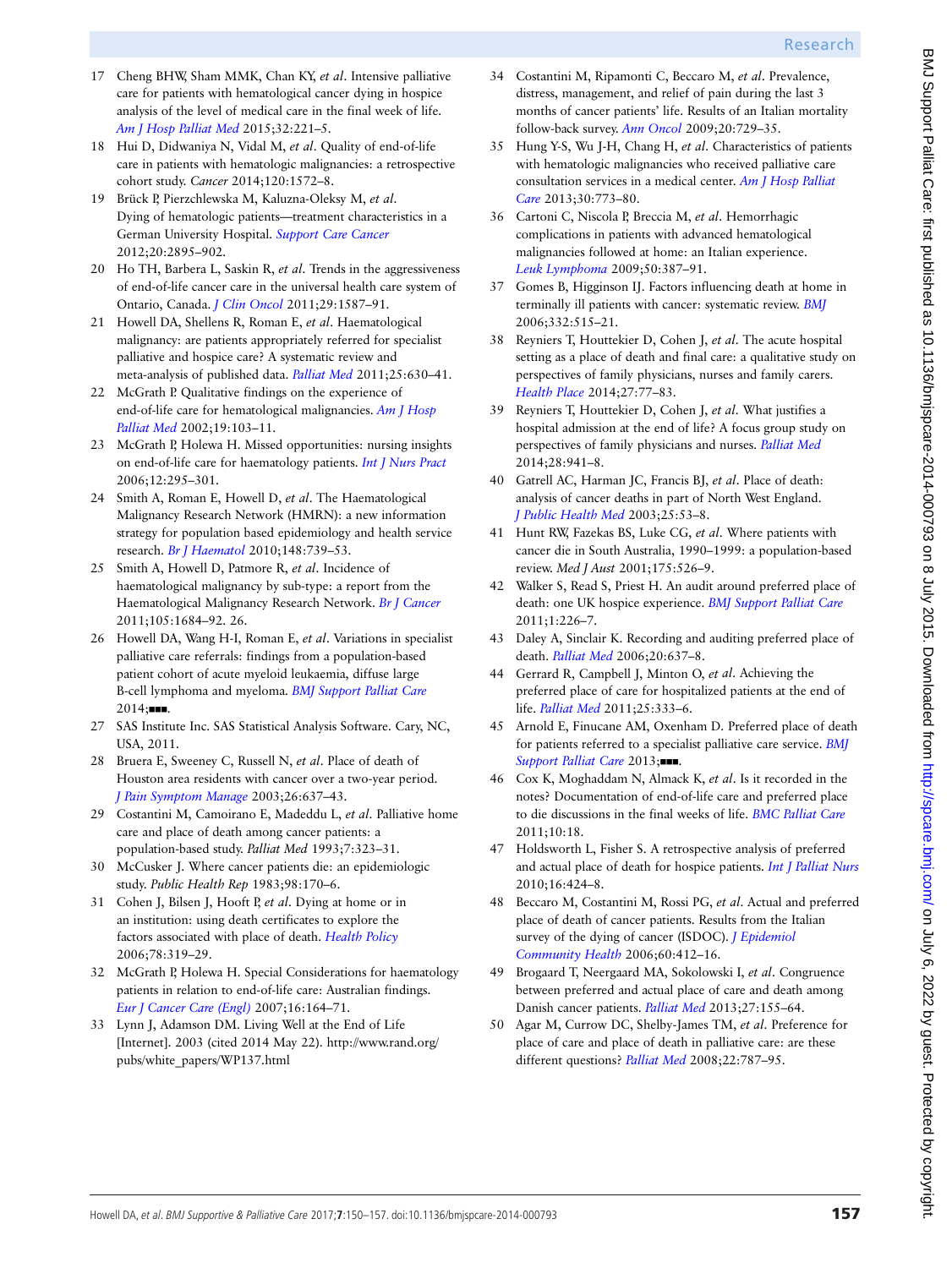17 Cheng BHW, Sham MMK, Chan KY, *et al*. Intensive palliative care for patients with hematological cancer dying in hospice analysis of the level of medical care in the final week of life. *Am J Hosp Palliat Med* 2015;32:221–5.

18 Hui D, Didwaniya N, Vidal M, *et al*. Quality of end-of-life care in patients with hematologic malignancies: a retrospective cohort study. *Cancer* 2014;120:1572–8.

19 Brück P, Pierzchlewska M, Kaluzna-Oleksy M, *et al*. Dying of hematologic patients—treatment characteristics in a German University Hospital. *Support Care Cancer* 2012;20:2895–902.

20 Ho TH, Barbera L, Saskin R, *et al*. Trends in the aggressiveness of end-of-life cancer care in the universal health care system of Ontario, Canada. *J Clin Oncol* 2011;29:1587–91.

21 Howell DA, Shellens R, Roman E, *et al*. Haematological malignancy: are patients appropriately referred for specialist palliative and hospice care? A systematic review and meta-analysis of published data. *Palliat Med* 2011;25:630–41.

22 McGrath P. Qualitative findings on the experience of end-of-life care for hematological malignancies. *Am J Hosp Palliat Med* 2002;19:103–11.

23 McGrath P, Holewa H. Missed opportunities: nursing insights on end-of-life care for haematology patients. *Int J Nurs Pract* 2006;12:295–301.

24 Smith A, Roman E, Howell D, *et al*. The Haematological Malignancy Research Network (HMRN): a new information strategy for population based epidemiology and health service research. *Br J Haematol* 2010;148:739–53.

25 Smith A, Howell D, Patmore R, *et al*. Incidence of haematological malignancy by sub-type: a report from the Haematological Malignancy Research Network. *Br J Cancer* 2011;105:1684–92. 26.

26 Howell DA, Wang H-I, Roman E, *et al*. Variations in specialist palliative care referrals: findings from a population-based patient cohort of acute myeloid leukaemia, diffuse large B-cell lymphoma and myeloma. *BMJ Support Palliat Care* 2014;■■■.

27 SAS Institute Inc. SAS Statistical Analysis Software. Cary, NC, USA, 2011.

28 Bruera E, Sweeney C, Russell N, *et al*. Place of death of Houston area residents with cancer over a two-year period. *J Pain Symptom Manage* 2003;26:637–43.

29 Costantini M, Camoirano E, Madeddu L, *et al*. Palliative home care and place of death among cancer patients: a population-based study. *Palliat Med* 1993;7:323–31.

30 McCusker J. Where cancer patients die: an epidemiologic study. *Public Health Rep* 1983;98:170–6.

31 Cohen J, Bilsen J, Hooft P, *et al*. Dying at home or in an institution: using death certificates to explore the factors associated with place of death. *Health Policy* 2006;78:319–29.

32 McGrath P, Holewa H. Special Considerations for haematology patients in relation to end-of-life care: Australian findings. *Eur J Cancer Care (Engl)* 2007;16:164–71.

33 Lynn J, Adamson DM. Living Well at the End of Life [Internet]. 2003 (cited 2014 May 22). http://www.rand.org/pubs/white_papers/WP137.html

34 Costantini M, Ripamonti C, Beccaro M, *et al*. Prevalence, distress, management, and relief of pain during the last 3 months of cancer patients' life. Results of an Italian mortality follow-back survey. *Ann Oncol* 2009;20:729–35.

35 Hung Y-S, Wu J-H, Chang H, *et al*. Characteristics of patients with hematologic malignancies who received palliative care consultation services in a medical center. *Am J Hosp Palliat Care* 2013;30:773–80.

36 Cartoni C, Niscola P, Breccia M, *et al*. Hemorrhagic complications in patients with advanced hematological malignancies followed at home: an Italian experience. *Leuk Lymphoma* 2009;50:387–91.

37 Gomes B, Higginson IJ. Factors influencing death at home in terminally ill patients with cancer: systematic review. *BMJ* 2006;332:515–21.

38 Reyniers T, Houttekier D, Cohen J, *et al*. The acute hospital setting as a place of death and final care: a qualitative study on perspectives of family physicians, nurses and family carers. *Health Place* 2014;27:77–83.

39 Reyniers T, Houttekier D, Cohen J, *et al*. What justifies a hospital admission at the end of life? A focus group study on perspectives of family physicians and nurses. *Palliat Med* 2014;28:941–8.

40 Gatrell AC, Harman JC, Francis BJ, *et al*. Place of death: analysis of cancer deaths in part of North West England. *J Public Health Med* 2003;25:53–8.

41 Hunt RW, Fazekas BS, Luke CG, *et al*. Where patients with cancer die in South Australia, 1990–1999: a population-based review. *Med J Aust* 2001;175:526–9.

42 Walker S, Read S, Priest H. An audit around preferred place of death: one UK hospice experience. *BMJ Support Palliat Care* 2011;1:226–7.

43 Daley A, Sinclair K. Recording and auditing preferred place of death. *Palliat Med* 2006;20:637–8.

44 Gerrard R, Campbell J, Minton O, *et al*. Achieving the preferred place of care for hospitalized patients at the end of life. *Palliat Med* 2011;25:333–6.

45 Arnold E, Finucane AM, Oxenham D. Preferred place of death for patients referred to a specialist palliative care service. *BMJ Support Palliat Care* 2013;■■■.

46 Cox K, Moghaddam N, Almack K, *et al*. Is it recorded in the notes? Documentation of end-of-life care and preferred place to die discussions in the final weeks of life. *BMC Palliat Care* 2011;10:18.

47 Holdsworth L, Fisher S. A retrospective analysis of preferred and actual place of death for hospice patients. *Int J Palliat Nurs* 2010;16:424–8.

48 Beccaro M, Costantini M, Rossi PG, *et al*. Actual and preferred place of death of cancer patients. Results from the Italian survey of the dying of cancer (ISDOC). *J Epidemiol Community Health* 2006;60:412–16.

49 Brogaard T, Neergaard MA, Sokolowski I, *et al*. Congruence between preferred and actual place of care and death among Danish cancer patients. *Palliat Med* 2013;27:155–64.

50 Agar M, Currow DC, Shelby-James TM, *et al*. Preference for place of care and place of death in palliative care: are these different questions? *Palliat Med* 2008;22:787–95.